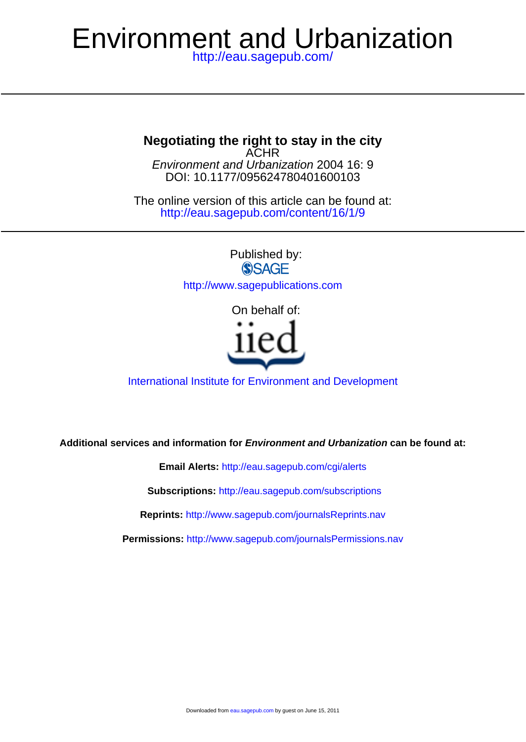# Environment and Urbanization

http://eau.sagepub.com/

## Negotiating the right to stay in the city

ACHR

*Environment and Urbanization* 2004 16: 9

DOI: 10.1177/095624780401600103

The online version of this article can be found at:

http://eau.sagepub.com/content/16/1/9

Published by:

SAGE

http://www.sagepublications.com

On behalf of:

iied

International Institute for Environment and Development

**Additional services and information for *Environment and Urbanization* can be found at:**

**Email Alerts:** http://eau.sagepub.com/cgi/alerts

**Subscriptions:** http://eau.sagepub.com/subscriptions

**Reprints:** http://www.sagepub.com/journalsReprints.nav

**Permissions:** http://www.sagepub.com/journalsPermissions.nav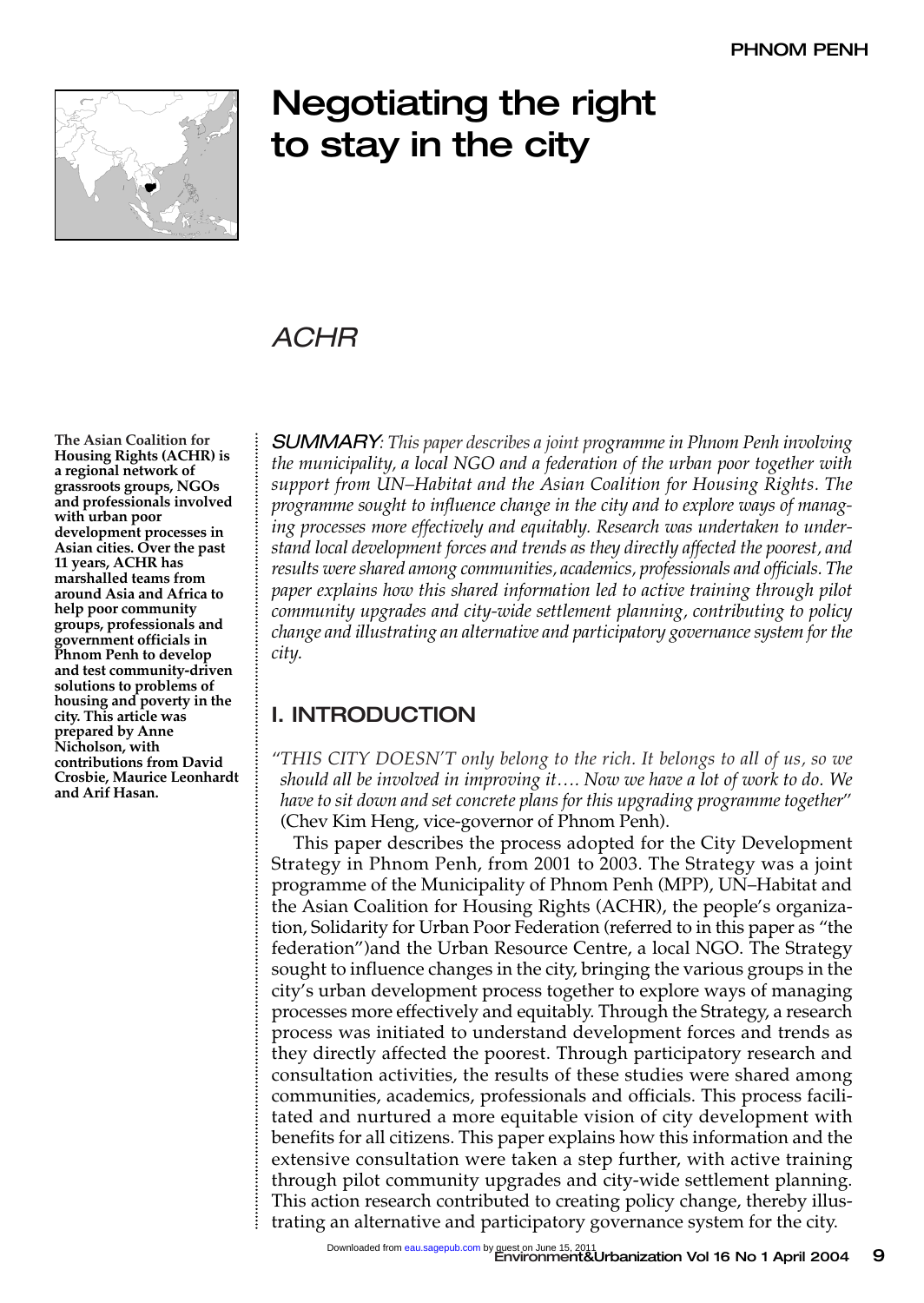# Negotiating the right to stay in the city

## ACHR

**The Asian Coalition for Housing Rights (ACHR) is a regional network of grassroots groups, NGOs and professionals involved with urban poor development processes in Asian cities. Over the past 11 years, ACHR has marshalled teams from around Asia and Africa to help poor community groups, professionals and government officials in Phnom Penh to develop and test community-driven solutions to problems of housing and poverty in the city. This article was prepared by Anne Nicholson, with contributions from David Crosbie, Maurice Leonhardt and Arif Hasan.**

*SUMMARY: This paper describes a joint programme in Phnom Penh involving the municipality, a local NGO and a federation of the urban poor together with support from UN–Habitat and the Asian Coalition for Housing Rights. The programme sought to influence change in the city and to explore ways of managing processes more effectively and equitably. Research was undertaken to understand local development forces and trends as they directly affected the poorest, and results were shared among communities, academics, professionals and officials. The paper explains how this shared information led to active training through pilot community upgrades and city-wide settlement planning, contributing to policy change and illustrating an alternative and participatory governance system for the city.*

## I. INTRODUCTION

"*THIS CITY DOESN'T only belong to the rich. It belongs to all of us, so we should all be involved in improving it…. Now we have a lot of work to do. We have to sit down and set concrete plans for this upgrading programme together*" (Chev Kim Heng, vice-governor of Phnom Penh).

This paper describes the process adopted for the City Development Strategy in Phnom Penh, from 2001 to 2003. The Strategy was a joint programme of the Municipality of Phnom Penh (MPP), UN–Habitat and the Asian Coalition for Housing Rights (ACHR), the people's organization, Solidarity for Urban Poor Federation (referred to in this paper as "the federation")and the Urban Resource Centre, a local NGO. The Strategy sought to influence changes in the city, bringing the various groups in the city's urban development process together to explore ways of managing processes more effectively and equitably. Through the Strategy, a research process was initiated to understand development forces and trends as they directly affected the poorest. Through participatory research and consultation activities, the results of these studies were shared among communities, academics, professionals and officials. This process facilitated and nurtured a more equitable vision of city development with benefits for all citizens. This paper explains how this information and the extensive consultation were taken a step further, with active training through pilot community upgrades and city-wide settlement planning. This action research contributed to creating policy change, thereby illustrating an alternative and participatory governance system for the city.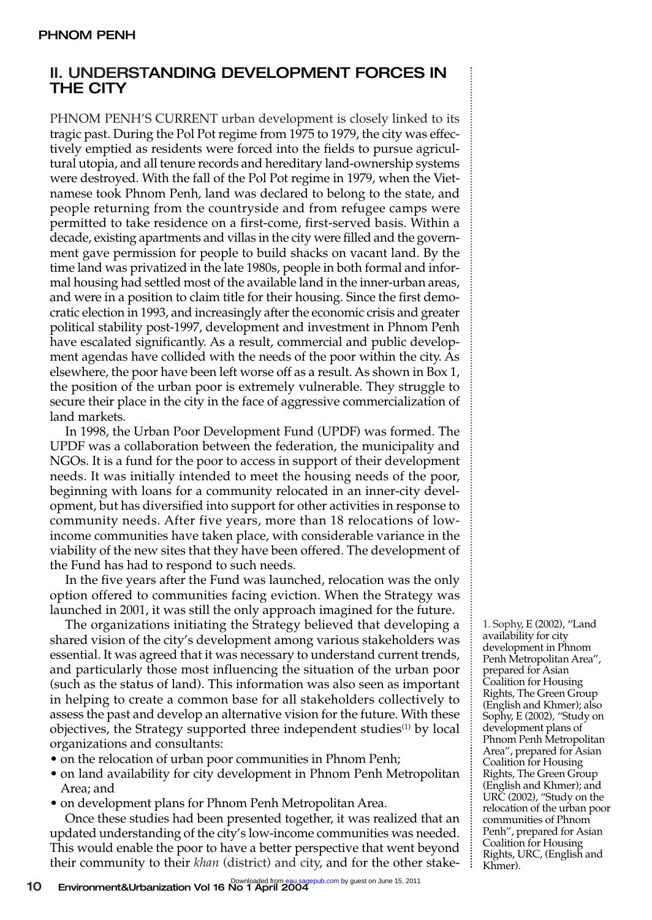## II. UNDERSTANDING DEVELOPMENT FORCES IN THE CITY

PHNOM PENH'S CURRENT urban development is closely linked to its tragic past. During the Pol Pot regime from 1975 to 1979, the city was effectively emptied as residents were forced into the fields to pursue agricultural utopia, and all tenure records and hereditary land-ownership systems were destroyed. With the fall of the Pol Pot regime in 1979, when the Vietnamese took Phnom Penh, land was declared to belong to the state, and people returning from the countryside and from refugee camps were permitted to take residence on a first-come, first-served basis. Within a decade, existing apartments and villas in the city were filled and the government gave permission for people to build shacks on vacant land. By the time land was privatized in the late 1980s, people in both formal and informal housing had settled most of the available land in the inner-urban areas, and were in a position to claim title for their housing. Since the first democratic election in 1993, and increasingly after the economic crisis and greater political stability post-1997, development and investment in Phnom Penh have escalated significantly. As a result, commercial and public development agendas have collided with the needs of the poor within the city. As elsewhere, the poor have been left worse off as a result. As shown in Box 1, the position of the urban poor is extremely vulnerable. They struggle to secure their place in the city in the face of aggressive commercialization of land markets.

In 1998, the Urban Poor Development Fund (UPDF) was formed. The UPDF was a collaboration between the federation, the municipality and NGOs. It is a fund for the poor to access in support of their development needs. It was initially intended to meet the housing needs of the poor, beginning with loans for a community relocated in an inner-city development, but has diversified into support for other activities in response to community needs. After five years, more than 18 relocations of low-income communities have taken place, with considerable variance in the viability of the new sites that they have been offered. The development of the Fund has had to respond to such needs.

In the five years after the Fund was launched, relocation was the only option offered to communities facing eviction. When the Strategy was launched in 2001, it was still the only approach imagined for the future.

The organizations initiating the Strategy believed that developing a shared vision of the city's development among various stakeholders was essential. It was agreed that it was necessary to understand current trends, and particularly those most influencing the situation of the urban poor (such as the status of land). This information was also seen as important in helping to create a common base for all stakeholders collectively to assess the past and develop an alternative vision for the future. With these objectives, the Strategy supported three independent studies[1] by local organizations and consultants:

- on the relocation of urban poor communities in Phnom Penh;
- on land availability for city development in Phnom Penh Metropolitan Area; and
- on development plans for Phnom Penh Metropolitan Area.

Once these studies had been presented together, it was realized that an updated understanding of the city's low-income communities was needed. This would enable the poor to have a better perspective that went beyond their community to their *khan* (district) and city, and for the other stake-

1. Sophy, E (2002), "Land availability for city development in Phnom Penh Metropolitan Area", prepared for Asian Coalition for Housing Rights, The Green Group (English and Khmer); also Sophy, E (2002), "Study on development plans of Phnom Penh Metropolitan Area", prepared for Asian Coalition for Housing Rights, The Green Group (English and Khmer); and URC (2002), "Study on the relocation of the urban poor communities of Phnom Penh", prepared for Asian Coalition for Housing Rights, URC, (English and Khmer).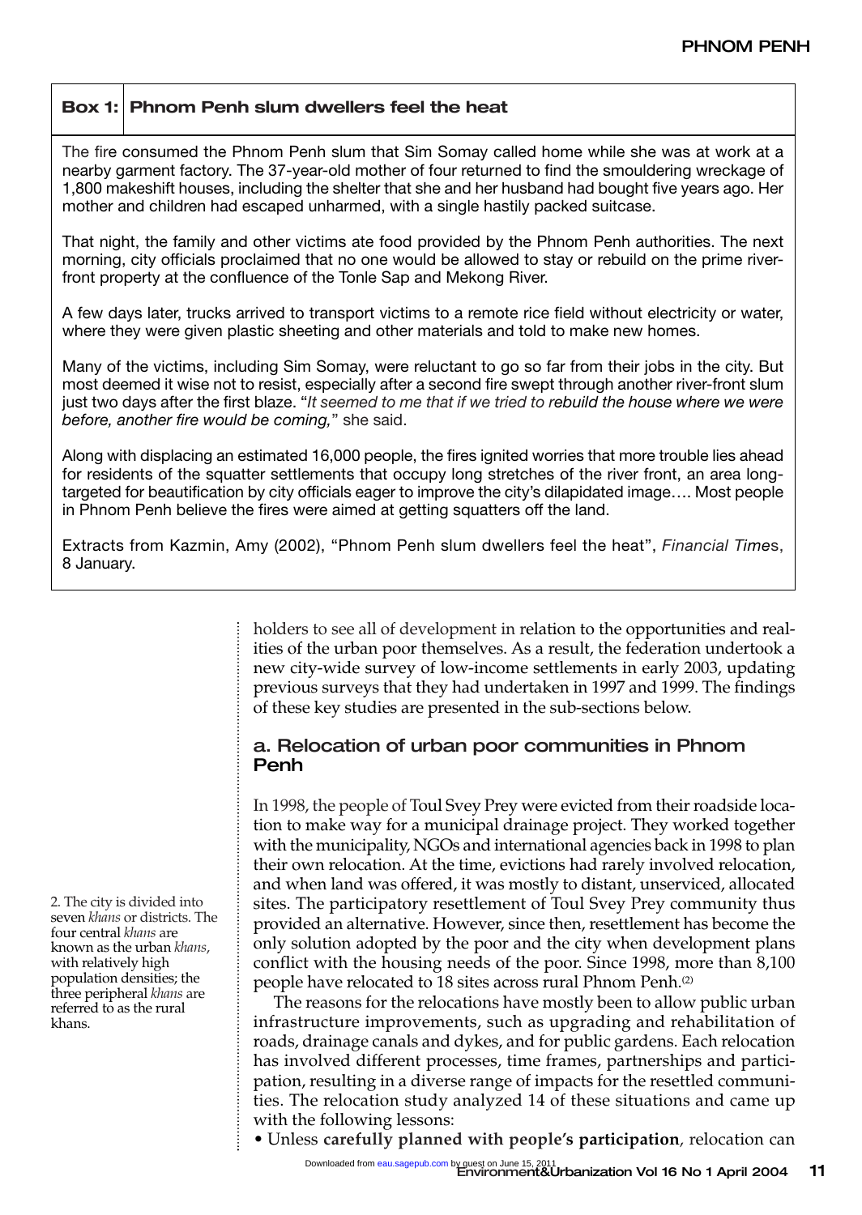**Box 1: Phnom Penh slum dwellers feel the heat**

The fire consumed the Phnom Penh slum that Sim Somay called home while she was at work at a nearby garment factory. The 37-year-old mother of four returned to find the smouldering wreckage of 1,800 makeshift houses, including the shelter that she and her husband had bought five years ago. Her mother and children had escaped unharmed, with a single hastily packed suitcase.

That night, the family and other victims ate food provided by the Phnom Penh authorities. The next morning, city officials proclaimed that no one would be allowed to stay or rebuild on the prime river-front property at the confluence of the Tonle Sap and Mekong River.

A few days later, trucks arrived to transport victims to a remote rice field without electricity or water, where they were given plastic sheeting and other materials and told to make new homes.

Many of the victims, including Sim Somay, were reluctant to go so far from their jobs in the city. But most deemed it wise not to resist, especially after a second fire swept through another river-front slum just two days after the first blaze. "*It seemed to me that if we tried to rebuild the house where we were before, another fire would be coming,*" she said.

Along with displacing an estimated 16,000 people, the fires ignited worries that more trouble lies ahead for residents of the squatter settlements that occupy long stretches of the river front, an area long-targeted for beautification by city officials eager to improve the city's dilapidated image…. Most people in Phnom Penh believe the fires were aimed at getting squatters off the land.

Extracts from Kazmin, Amy (2002), "Phnom Penh slum dwellers feel the heat", *Financial Times*, 8 January.

holders to see all of development in relation to the opportunities and realities of the urban poor themselves. As a result, the federation undertook a new city-wide survey of low-income settlements in early 2003, updating previous surveys that they had undertaken in 1997 and 1999. The findings of these key studies are presented in the sub-sections below.

## a. Relocation of urban poor communities in Phnom Penh

In 1998, the people of Toul Svey Prey were evicted from their roadside location to make way for a municipal drainage project. They worked together with the municipality, NGOs and international agencies back in 1998 to plan their own relocation. At the time, evictions had rarely involved relocation, and when land was offered, it was mostly to distant, unserviced, allocated sites. The participatory resettlement of Toul Svey Prey community thus provided an alternative. However, since then, resettlement has become the only solution adopted by the poor and the city when development plans conflict with the housing needs of the poor. Since 1998, more than 8,100 people have relocated to 18 sites across rural Phnom Penh.[2]

The reasons for the relocations have mostly been to allow public urban infrastructure improvements, such as upgrading and rehabilitation of roads, drainage canals and dykes, and for public gardens. Each relocation has involved different processes, time frames, partnerships and participation, resulting in a diverse range of impacts for the resettled communities. The relocation study analyzed 14 of these situations and came up with the following lessons:

- Unless **carefully planned with people's participation**, relocation can

2. The city is divided into seven *khans* or districts. The four central *khans* are known as the urban *khans*, with relatively high population densities; the three peripheral *khans* are referred to as the rural khans.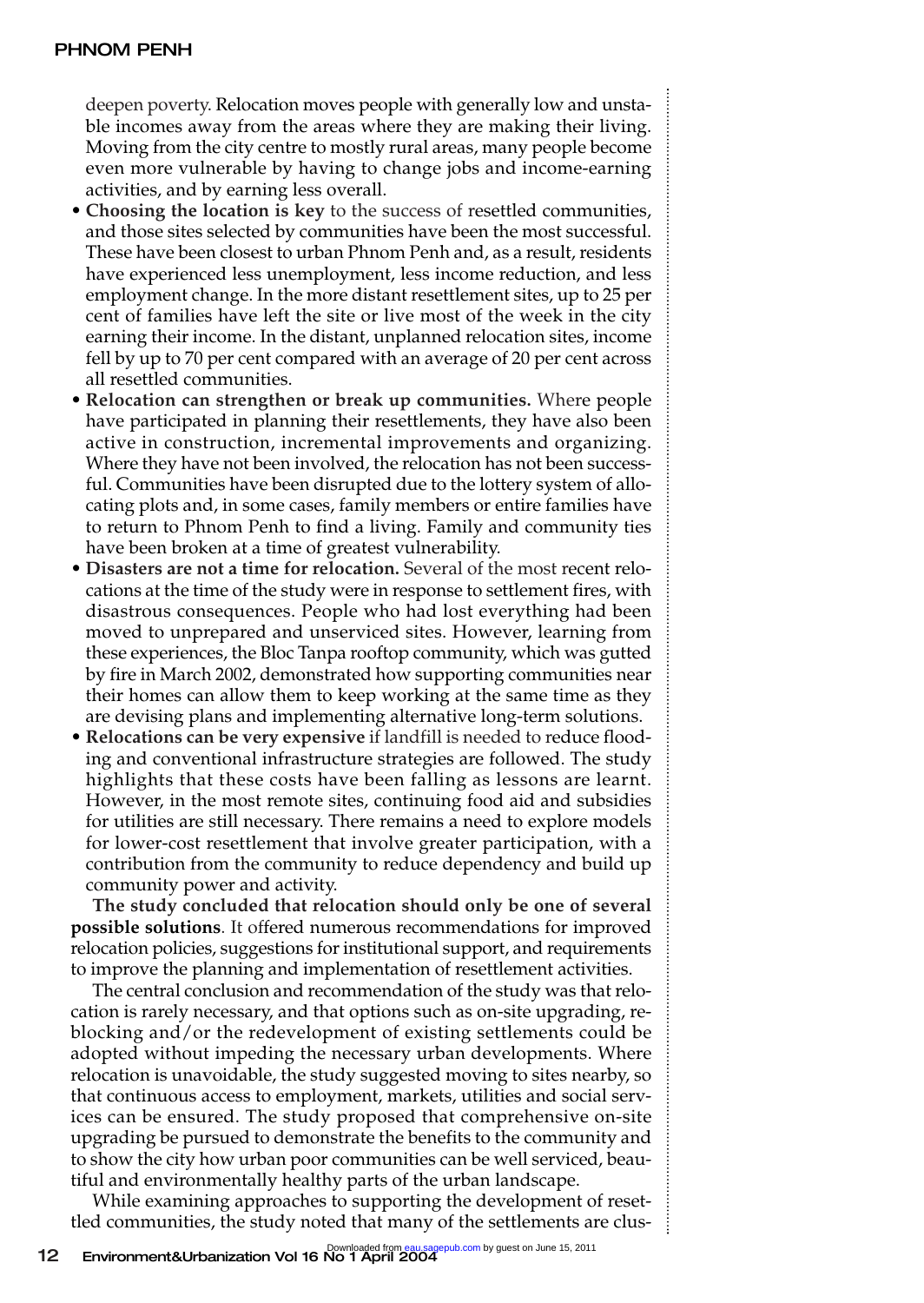deepen poverty. Relocation moves people with generally low and unstable incomes away from the areas where they are making their living. Moving from the city centre to mostly rural areas, many people become even more vulnerable by having to change jobs and income-earning activities, and by earning less overall.

- **Choosing the location is key** to the success of resettled communities, and those sites selected by communities have been the most successful. These have been closest to urban Phnom Penh and, as a result, residents have experienced less unemployment, less income reduction, and less employment change. In the more distant resettlement sites, up to 25 per cent of families have left the site or live most of the week in the city earning their income. In the distant, unplanned relocation sites, income fell by up to 70 per cent compared with an average of 20 per cent across all resettled communities.
- **Relocation can strengthen or break up communities.** Where people have participated in planning their resettlements, they have also been active in construction, incremental improvements and organizing. Where they have not been involved, the relocation has not been successful. Communities have been disrupted due to the lottery system of allocating plots and, in some cases, family members or entire families have to return to Phnom Penh to find a living. Family and community ties have been broken at a time of greatest vulnerability.
- **Disasters are not a time for relocation.** Several of the most recent relocations at the time of the study were in response to settlement fires, with disastrous consequences. People who had lost everything had been moved to unprepared and unserviced sites. However, learning from these experiences, the Bloc Tanpa rooftop community, which was gutted by fire in March 2002, demonstrated how supporting communities near their homes can allow them to keep working at the same time as they are devising plans and implementing alternative long-term solutions.
- **Relocations can be very expensive** if landfill is needed to reduce flooding and conventional infrastructure strategies are followed. The study highlights that these costs have been falling as lessons are learnt. However, in the most remote sites, continuing food aid and subsidies for utilities are still necessary. There remains a need to explore models for lower-cost resettlement that involve greater participation, with a contribution from the community to reduce dependency and build up community power and activity.

**The study concluded that relocation should only be one of several possible solutions**. It offered numerous recommendations for improved relocation policies, suggestions for institutional support, and requirements to improve the planning and implementation of resettlement activities.

The central conclusion and recommendation of the study was that relocation is rarely necessary, and that options such as on-site upgrading, reblocking and/or the redevelopment of existing settlements could be adopted without impeding the necessary urban developments. Where relocation is unavoidable, the study suggested moving to sites nearby, so that continuous access to employment, markets, utilities and social services can be ensured. The study proposed that comprehensive on-site upgrading be pursued to demonstrate the benefits to the community and to show the city how urban poor communities can be well serviced, beautiful and environmentally healthy parts of the urban landscape.

While examining approaches to supporting the development of resettled communities, the study noted that many of the settlements are clus-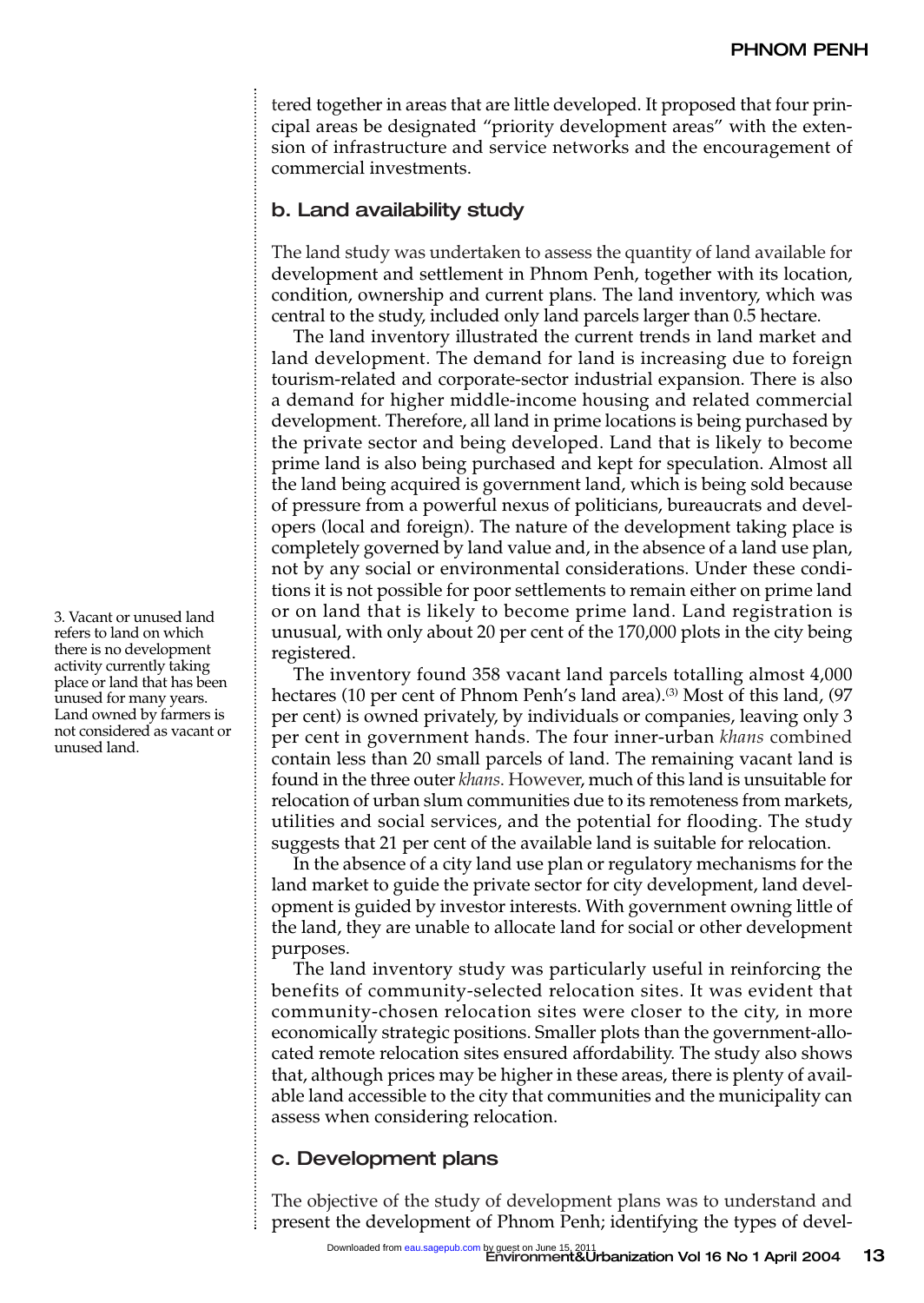tered together in areas that are little developed. It proposed that four principal areas be designated "priority development areas" with the extension of infrastructure and service networks and the encouragement of commercial investments.

## b. Land availability study

The land study was undertaken to assess the quantity of land available for development and settlement in Phnom Penh, together with its location, condition, ownership and current plans. The land inventory, which was central to the study, included only land parcels larger than 0.5 hectare.

The land inventory illustrated the current trends in land market and land development. The demand for land is increasing due to foreign tourism-related and corporate-sector industrial expansion. There is also a demand for higher middle-income housing and related commercial development. Therefore, all land in prime locations is being purchased by the private sector and being developed. Land that is likely to become prime land is also being purchased and kept for speculation. Almost all the land being acquired is government land, which is being sold because of pressure from a powerful nexus of politicians, bureaucrats and developers (local and foreign). The nature of the development taking place is completely governed by land value and, in the absence of a land use plan, not by any social or environmental considerations. Under these conditions it is not possible for poor settlements to remain either on prime land or on land that is likely to become prime land. Land registration is unusual, with only about 20 per cent of the 170,000 plots in the city being registered.

The inventory found 358 vacant land parcels totalling almost 4,000 hectares (10 per cent of Phnom Penh's land area).[3] Most of this land, (97 per cent) is owned privately, by individuals or companies, leaving only 3 per cent in government hands. The four inner-urban *khans* combined contain less than 20 small parcels of land. The remaining vacant land is found in the three outer *khans*. However, much of this land is unsuitable for relocation of urban slum communities due to its remoteness from markets, utilities and social services, and the potential for flooding. The study suggests that 21 per cent of the available land is suitable for relocation.

In the absence of a city land use plan or regulatory mechanisms for the land market to guide the private sector for city development, land development is guided by investor interests. With government owning little of the land, they are unable to allocate land for social or other development purposes.

The land inventory study was particularly useful in reinforcing the benefits of community-selected relocation sites. It was evident that community-chosen relocation sites were closer to the city, in more economically strategic positions. Smaller plots than the government-allocated remote relocation sites ensured affordability. The study also shows that, although prices may be higher in these areas, there is plenty of available land accessible to the city that communities and the municipality can assess when considering relocation.

## c. Development plans

The objective of the study of development plans was to understand and present the development of Phnom Penh; identifying the types of devel-

3. Vacant or unused land refers to land on which there is no development activity currently taking place or land that has been unused for many years. Land owned by farmers is not considered as vacant or unused land.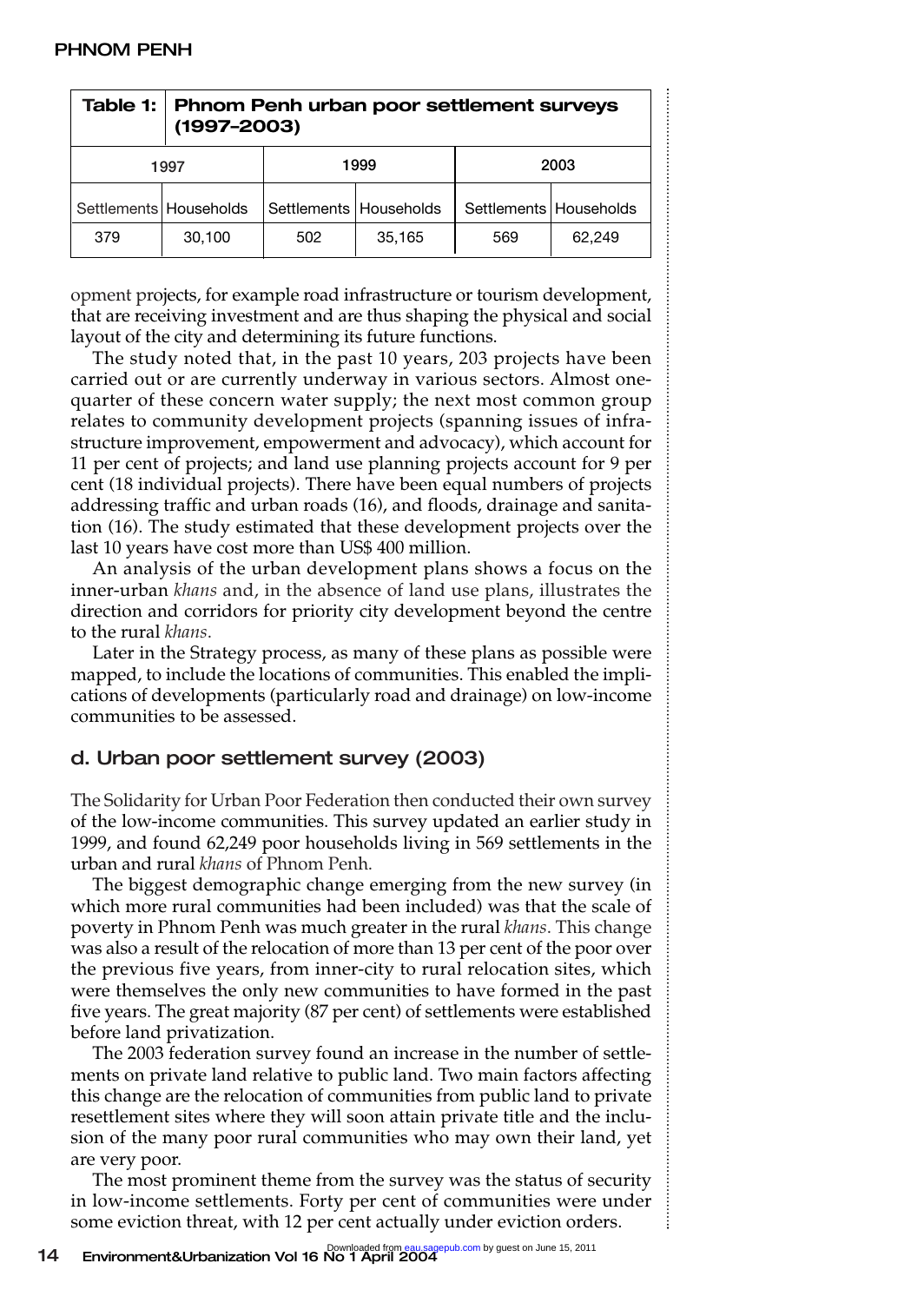**Table 1: Phnom Penh urban poor settlement surveys (1997–2003)**

| 1997 | | 1999 | | 2003 | |
|---|---|---|---|---|---|
| Settlements | Households | Settlements | Households | Settlements | Households |
| 379 | 30,100 | 502 | 35,165 | 569 | 62,249 |

opment projects, for example road infrastructure or tourism development, that are receiving investment and are thus shaping the physical and social layout of the city and determining its future functions.

The study noted that, in the past 10 years, 203 projects have been carried out or are currently underway in various sectors. Almost one-quarter of these concern water supply; the next most common group relates to community development projects (spanning issues of infrastructure improvement, empowerment and advocacy), which account for 11 per cent of projects; and land use planning projects account for 9 per cent (18 individual projects). There have been equal numbers of projects addressing traffic and urban roads (16), and floods, drainage and sanitation (16). The study estimated that these development projects over the last 10 years have cost more than US$ 400 million.

An analysis of the urban development plans shows a focus on the inner-urban *khans* and, in the absence of land use plans, illustrates the direction and corridors for priority city development beyond the centre to the rural *khans*.

Later in the Strategy process, as many of these plans as possible were mapped, to include the locations of communities. This enabled the implications of developments (particularly road and drainage) on low-income communities to be assessed.

## d. Urban poor settlement survey (2003)

The Solidarity for Urban Poor Federation then conducted their own survey of the low-income communities. This survey updated an earlier study in 1999, and found 62,249 poor households living in 569 settlements in the urban and rural *khans* of Phnom Penh.

The biggest demographic change emerging from the new survey (in which more rural communities had been included) was that the scale of poverty in Phnom Penh was much greater in the rural *khans*. This change was also a result of the relocation of more than 13 per cent of the poor over the previous five years, from inner-city to rural relocation sites, which were themselves the only new communities to have formed in the past five years. The great majority (87 per cent) of settlements were established before land privatization.

The 2003 federation survey found an increase in the number of settlements on private land relative to public land. Two main factors affecting this change are the relocation of communities from public land to private resettlement sites where they will soon attain private title and the inclusion of the many poor rural communities who may own their land, yet are very poor.

The most prominent theme from the survey was the status of security in low-income settlements. Forty per cent of communities were under some eviction threat, with 12 per cent actually under eviction orders.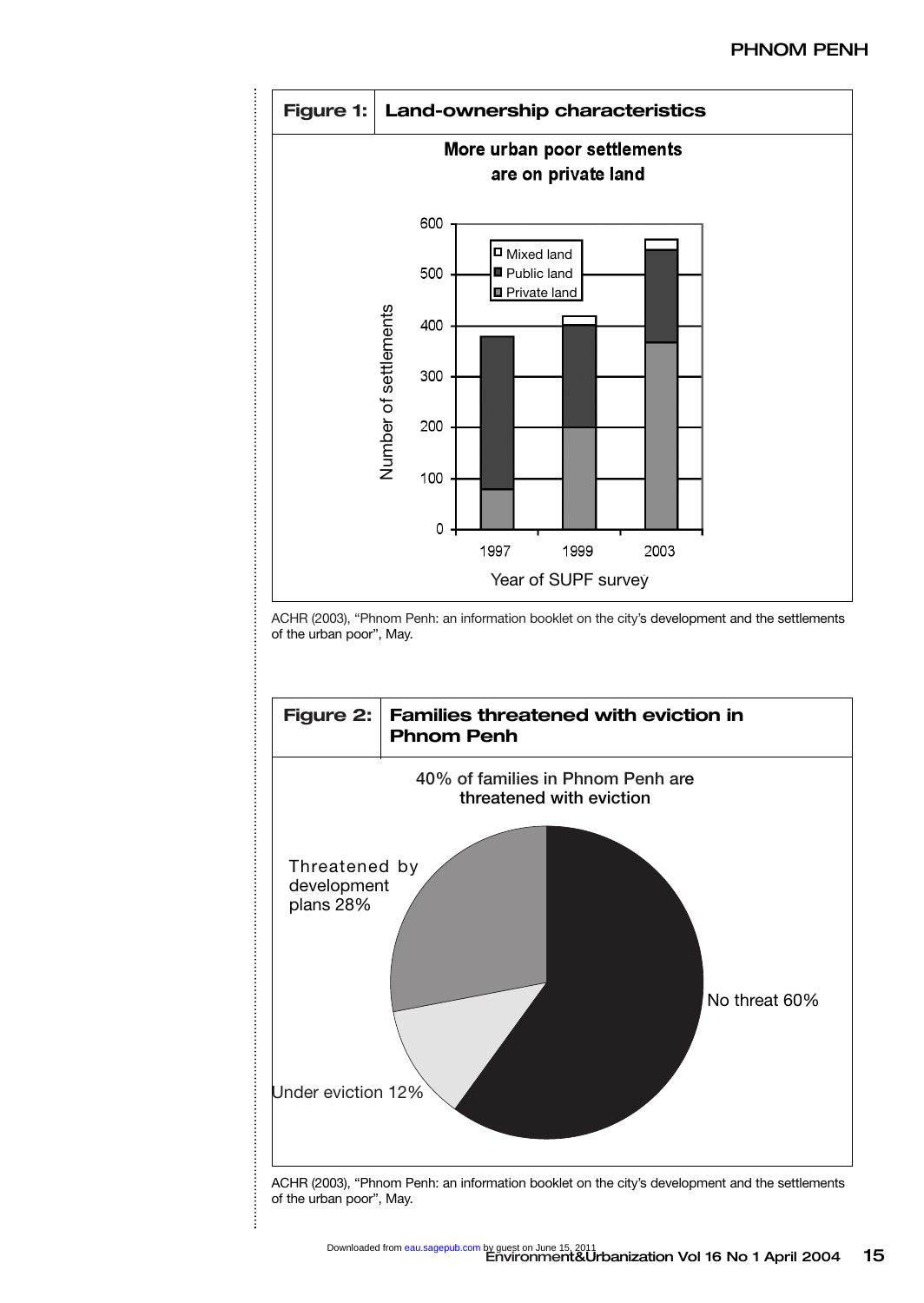**Figure 1: Land-ownership characteristics**

More urban poor settlements are on private land

ACHR (2003), "Phnom Penh: an information booklet on the city's development and the settlements of the urban poor", May.

**Figure 2: Families threatened with eviction in Phnom Penh**

40% of families in Phnom Penh are threatened with eviction

ACHR (2003), "Phnom Penh: an information booklet on the city's development and the settlements of the urban poor", May.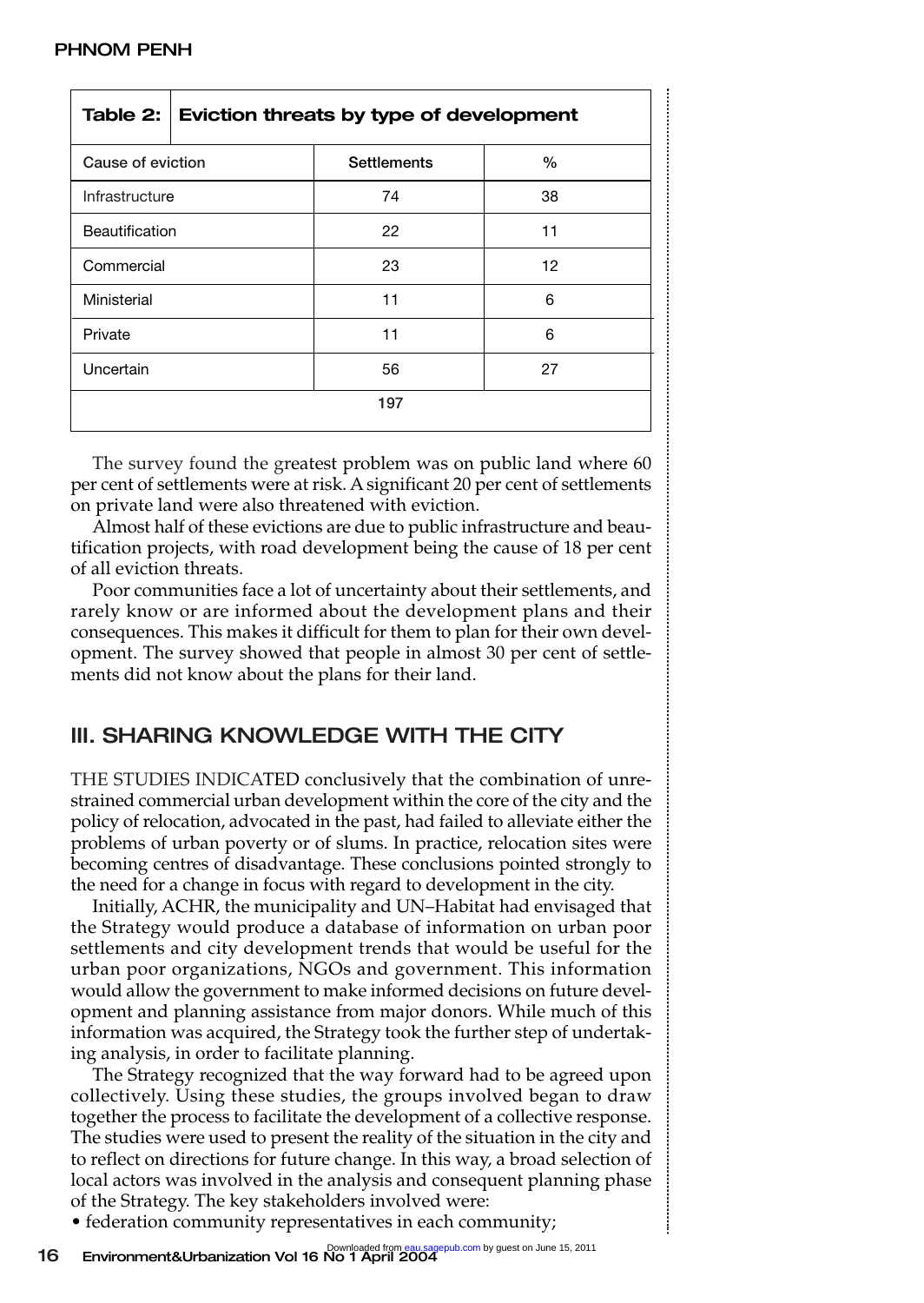**Table 2: Eviction threats by type of development**

| Cause of eviction | Settlements | % |
|---|---|---|
| Infrastructure | 74 | 38 |
| Beautification | 22 | 11 |
| Commercial | 23 | 12 |
| Ministerial | 11 | 6 |
| Private | 11 | 6 |
| Uncertain | 56 | 27 |
| | 197 | |

The survey found the greatest problem was on public land where 60 per cent of settlements were at risk. A significant 20 per cent of settlements on private land were also threatened with eviction.

Almost half of these evictions are due to public infrastructure and beautification projects, with road development being the cause of 18 per cent of all eviction threats.

Poor communities face a lot of uncertainty about their settlements, and rarely know or are informed about the development plans and their consequences. This makes it difficult for them to plan for their own development. The survey showed that people in almost 30 per cent of settlements did not know about the plans for their land.

## III. SHARING KNOWLEDGE WITH THE CITY

THE STUDIES INDICATED conclusively that the combination of unrestrained commercial urban development within the core of the city and the policy of relocation, advocated in the past, had failed to alleviate either the problems of urban poverty or of slums. In practice, relocation sites were becoming centres of disadvantage. These conclusions pointed strongly to the need for a change in focus with regard to development in the city.

Initially, ACHR, the municipality and UN–Habitat had envisaged that the Strategy would produce a database of information on urban poor settlements and city development trends that would be useful for the urban poor organizations, NGOs and government. This information would allow the government to make informed decisions on future development and planning assistance from major donors. While much of this information was acquired, the Strategy took the further step of undertaking analysis, in order to facilitate planning.

The Strategy recognized that the way forward had to be agreed upon collectively. Using these studies, the groups involved began to draw together the process to facilitate the development of a collective response. The studies were used to present the reality of the situation in the city and to reflect on directions for future change. In this way, a broad selection of local actors was involved in the analysis and consequent planning phase of the Strategy. The key stakeholders involved were:

- federation community representatives in each community;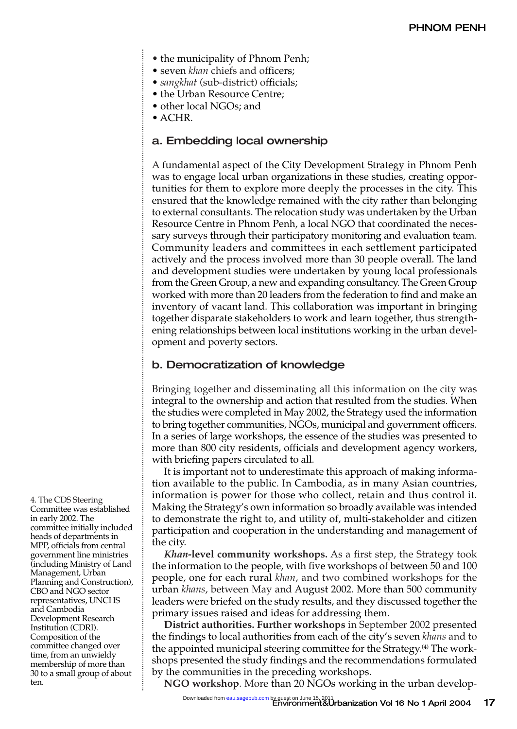- the municipality of Phnom Penh;
- seven *khan* chiefs and officers;
- *sangkhat* (sub-district) officials;
- the Urban Resource Centre;
- other local NGOs; and
- ACHR.

## a. Embedding local ownership

A fundamental aspect of the City Development Strategy in Phnom Penh was to engage local urban organizations in these studies, creating opportunities for them to explore more deeply the processes in the city. This ensured that the knowledge remained with the city rather than belonging to external consultants. The relocation study was undertaken by the Urban Resource Centre in Phnom Penh, a local NGO that coordinated the necessary surveys through their participatory monitoring and evaluation team. Community leaders and committees in each settlement participated actively and the process involved more than 30 people overall. The land and development studies were undertaken by young local professionals from the Green Group, a new and expanding consultancy. The Green Group worked with more than 20 leaders from the federation to find and make an inventory of vacant land. This collaboration was important in bringing together disparate stakeholders to work and learn together, thus strengthening relationships between local institutions working in the urban development and poverty sectors.

## b. Democratization of knowledge

Bringing together and disseminating all this information on the city was integral to the ownership and action that resulted from the studies. When the studies were completed in May 2002, the Strategy used the information to bring together communities, NGOs, municipal and government officers. In a series of large workshops, the essence of the studies was presented to more than 800 city residents, officials and development agency workers, with briefing papers circulated to all.

It is important not to underestimate this approach of making information available to the public. In Cambodia, as in many Asian countries, information is power for those who collect, retain and thus control it. Making the Strategy's own information so broadly available was intended to demonstrate the right to, and utility of, multi-stakeholder and citizen participation and cooperation in the understanding and management of the city.

***Khan*-level community workshops.** As a first step, the Strategy took the information to the people, with five workshops of between 50 and 100 people, one for each rural *khan*, and two combined workshops for the urban *khans*, between May and August 2002. More than 500 community leaders were briefed on the study results, and they discussed together the primary issues raised and ideas for addressing them.

**District authorities. Further workshops** in September 2002 presented the findings to local authorities from each of the city's seven *khans* and to the appointed municipal steering committee for the Strategy.[4] The workshops presented the study findings and the recommendations formulated by the communities in the preceding workshops.

**NGO workshop**. More than 20 NGOs working in the urban develop-

4. The CDS Steering Committee was established in early 2002. The committee initially included heads of departments in MPP, officials from central government line ministries (including Ministry of Land Management, Urban Planning and Construction), CBO and NGO sector representatives, UNCHS and Cambodia Development Research Institution (CDRI). Composition of the committee changed over time, from an unwieldy membership of more than 30 to a small group of about ten.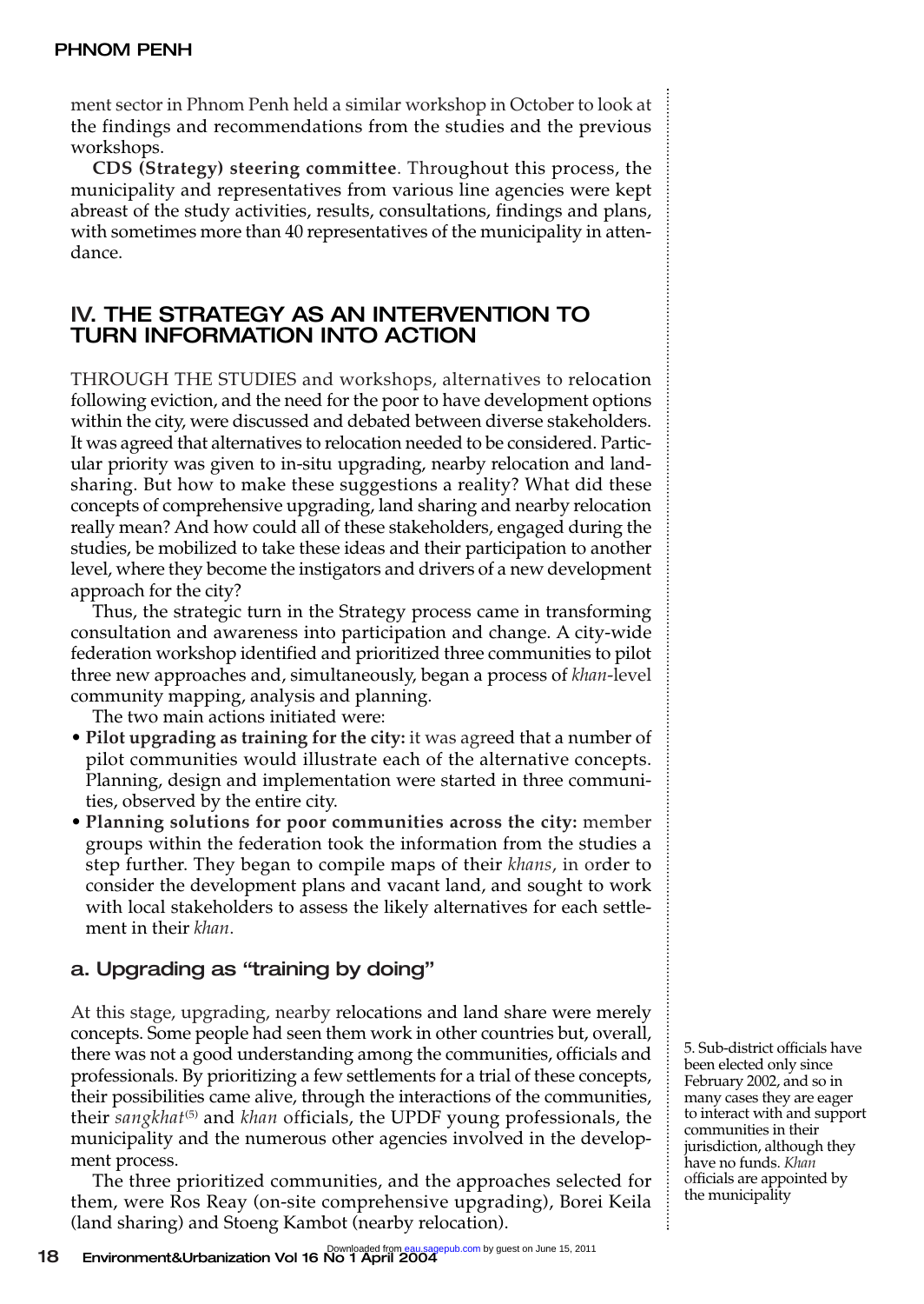ment sector in Phnom Penh held a similar workshop in October to look at the findings and recommendations from the studies and the previous workshops.

**CDS (Strategy) steering committee**. Throughout this process, the municipality and representatives from various line agencies were kept abreast of the study activities, results, consultations, findings and plans, with sometimes more than 40 representatives of the municipality in attendance.

## IV. THE STRATEGY AS AN INTERVENTION TO TURN INFORMATION INTO ACTION

THROUGH THE STUDIES and workshops, alternatives to relocation following eviction, and the need for the poor to have development options within the city, were discussed and debated between diverse stakeholders. It was agreed that alternatives to relocation needed to be considered. Particular priority was given to in-situ upgrading, nearby relocation and land-sharing. But how to make these suggestions a reality? What did these concepts of comprehensive upgrading, land sharing and nearby relocation really mean? And how could all of these stakeholders, engaged during the studies, be mobilized to take these ideas and their participation to another level, where they become the instigators and drivers of a new development approach for the city?

Thus, the strategic turn in the Strategy process came in transforming consultation and awareness into participation and change. A city-wide federation workshop identified and prioritized three communities to pilot three new approaches and, simultaneously, began a process of *khan*-level community mapping, analysis and planning.

The two main actions initiated were:

- **Pilot upgrading as training for the city:** it was agreed that a number of pilot communities would illustrate each of the alternative concepts. Planning, design and implementation were started in three communities, observed by the entire city.
- **Planning solutions for poor communities across the city:** member groups within the federation took the information from the studies a step further. They began to compile maps of their *khans*, in order to consider the development plans and vacant land, and sought to work with local stakeholders to assess the likely alternatives for each settlement in their *khan*.

### a. Upgrading as "training by doing"

At this stage, upgrading, nearby relocations and land share were merely concepts. Some people had seen them work in other countries but, overall, there was not a good understanding among the communities, officials and professionals. By prioritizing a few settlements for a trial of these concepts, their possibilities came alive, through the interactions of the communities, their *sangkhat*[5] and *khan* officials, the UPDF young professionals, the municipality and the numerous other agencies involved in the development process.

The three prioritized communities, and the approaches selected for them, were Ros Reay (on-site comprehensive upgrading), Borei Keila (land sharing) and Stoeng Kambot (nearby relocation).

5. Sub-district officials have been elected only since February 2002, and so in many cases they are eager to interact with and support communities in their jurisdiction, although they have no funds. *Khan* officials are appointed by the municipality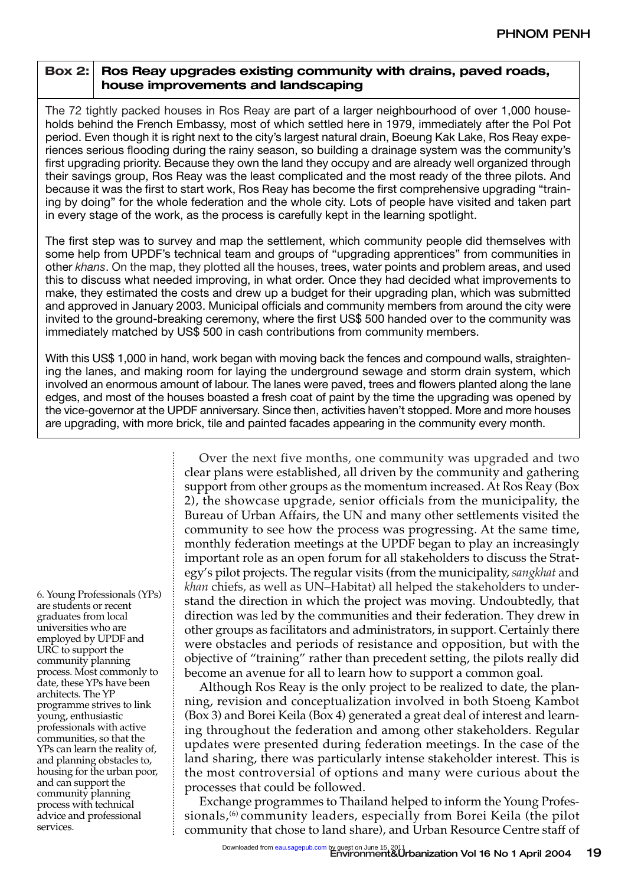### Box 2: Ros Reay upgrades existing community with drains, paved roads, house improvements and landscaping

The 72 tightly packed houses in Ros Reay are part of a larger neighbourhood of over 1,000 households behind the French Embassy, most of which settled here in 1979, immediately after the Pol Pot period. Even though it is right next to the city's largest natural drain, Boeung Kak Lake, Ros Reay experiences serious flooding during the rainy season, so building a drainage system was the community's first upgrading priority. Because they own the land they occupy and are already well organized through their savings group, Ros Reay was the least complicated and the most ready of the three pilots. And because it was the first to start work, Ros Reay has become the first comprehensive upgrading "training by doing" for the whole federation and the whole city. Lots of people have visited and taken part in every stage of the work, as the process is carefully kept in the learning spotlight.

The first step was to survey and map the settlement, which community people did themselves with some help from UPDF's technical team and groups of "upgrading apprentices" from communities in other *khans*. On the map, they plotted all the houses, trees, water points and problem areas, and used this to discuss what needed improving, in what order. Once they had decided what improvements to make, they estimated the costs and drew up a budget for their upgrading plan, which was submitted and approved in January 2003. Municipal officials and community members from around the city were invited to the ground-breaking ceremony, where the first US$ 500 handed over to the community was immediately matched by US$ 500 in cash contributions from community members.

With this US$ 1,000 in hand, work began with moving back the fences and compound walls, straightening the lanes, and making room for laying the underground sewage and storm drain system, which involved an enormous amount of labour. The lanes were paved, trees and flowers planted along the lane edges, and most of the houses boasted a fresh coat of paint by the time the upgrading was opened by the vice-governor at the UPDF anniversary. Since then, activities haven't stopped. More and more houses are upgrading, with more brick, tile and painted facades appearing in the community every month.

Over the next five months, one community was upgraded and two clear plans were established, all driven by the community and gathering support from other groups as the momentum increased. At Ros Reay (Box 2), the showcase upgrade, senior officials from the municipality, the Bureau of Urban Affairs, the UN and many other settlements visited the community to see how the process was progressing. At the same time, monthly federation meetings at the UPDF began to play an increasingly important role as an open forum for all stakeholders to discuss the Strategy's pilot projects. The regular visits (from the municipality, *sangkhat* and *khan* chiefs, as well as UN–Habitat) all helped the stakeholders to understand the direction in which the project was moving. Undoubtedly, that direction was led by the communities and their federation. They drew in other groups as facilitators and administrators, in support. Certainly there were obstacles and periods of resistance and opposition, but with the objective of "training" rather than precedent setting, the pilots really did become an avenue for all to learn how to support a common goal.

Although Ros Reay is the only project to be realized to date, the planning, revision and conceptualization involved in both Stoeng Kambot (Box 3) and Borei Keila (Box 4) generated a great deal of interest and learning throughout the federation and among other stakeholders. Regular updates were presented during federation meetings. In the case of the land sharing, there was particularly intense stakeholder interest. This is the most controversial of options and many were curious about the processes that could be followed.

Exchange programmes to Thailand helped to inform the Young Professionals,[6] community leaders, especially from Borei Keila (the pilot community that chose to land share), and Urban Resource Centre staff of

6. Young Professionals (YPs) are students or recent graduates from local universities who are employed by UPDF and URC to support the community planning process. Most commonly to date, these YPs have been architects. The YP programme strives to link young, enthusiastic professionals with active communities, so that the YPs can learn the reality of, and planning obstacles to, housing for the urban poor, and can support the community planning process with technical advice and professional services.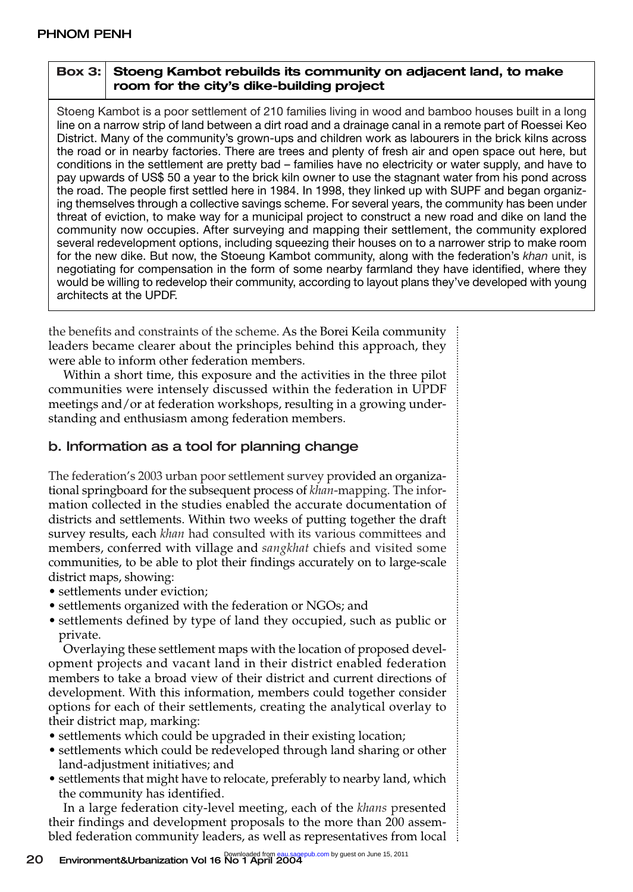**Box 3: Stoeng Kambot rebuilds its community on adjacent land, to make room for the city's dike-building project**

Stoeng Kambot is a poor settlement of 210 families living in wood and bamboo houses built in a long line on a narrow strip of land between a dirt road and a drainage canal in a remote part of Roessei Keo District. Many of the community's grown-ups and children work as labourers in the brick kilns across the road or in nearby factories. There are trees and plenty of fresh air and open space out here, but conditions in the settlement are pretty bad – families have no electricity or water supply, and have to pay upwards of US$ 50 a year to the brick kiln owner to use the stagnant water from his pond across the road. The people first settled here in 1984. In 1998, they linked up with SUPF and began organizing themselves through a collective savings scheme. For several years, the community has been under threat of eviction, to make way for a municipal project to construct a new road and dike on land the community now occupies. After surveying and mapping their settlement, the community explored several redevelopment options, including squeezing their houses on to a narrower strip to make room for the new dike. But now, the Stoeung Kambot community, along with the federation's *khan* unit, is negotiating for compensation in the form of some nearby farmland they have identified, where they would be willing to redevelop their community, according to layout plans they've developed with young architects at the UPDF.

the benefits and constraints of the scheme. As the Borei Keila community leaders became clearer about the principles behind this approach, they were able to inform other federation members.

Within a short time, this exposure and the activities in the three pilot communities were intensely discussed within the federation in UPDF meetings and/or at federation workshops, resulting in a growing understanding and enthusiasm among federation members.

### b. Information as a tool for planning change

The federation's 2003 urban poor settlement survey provided an organizational springboard for the subsequent process of *khan*-mapping. The information collected in the studies enabled the accurate documentation of districts and settlements. Within two weeks of putting together the draft survey results, each *khan* had consulted with its various committees and members, conferred with village and *sangkhat* chiefs and visited some communities, to be able to plot their findings accurately on to large-scale district maps, showing:

- settlements under eviction;
- settlements organized with the federation or NGOs; and
- settlements defined by type of land they occupied, such as public or private.

Overlaying these settlement maps with the location of proposed development projects and vacant land in their district enabled federation members to take a broad view of their district and current directions of development. With this information, members could together consider options for each of their settlements, creating the analytical overlay to their district map, marking:

- settlements which could be upgraded in their existing location;
- settlements which could be redeveloped through land sharing or other land-adjustment initiatives; and
- settlements that might have to relocate, preferably to nearby land, which the community has identified.

In a large federation city-level meeting, each of the *khans* presented their findings and development proposals to the more than 200 assembled federation community leaders, as well as representatives from local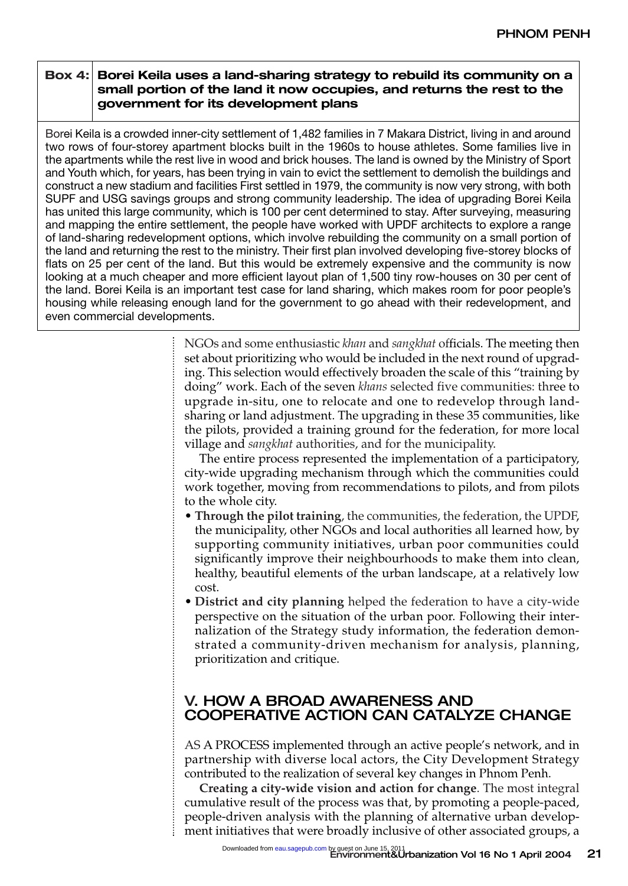**Box 4: Borei Keila uses a land-sharing strategy to rebuild its community on a small portion of the land it now occupies, and returns the rest to the government for its development plans**

Borei Keila is a crowded inner-city settlement of 1,482 families in 7 Makara District, living in and around two rows of four-storey apartment blocks built in the 1960s to house athletes. Some families live in the apartments while the rest live in wood and brick houses. The land is owned by the Ministry of Sport and Youth which, for years, has been trying in vain to evict the settlement to demolish the buildings and construct a new stadium and facilities First settled in 1979, the community is now very strong, with both SUPF and USG savings groups and strong community leadership. The idea of upgrading Borei Keila has united this large community, which is 100 per cent determined to stay. After surveying, measuring and mapping the entire settlement, the people have worked with UPDF architects to explore a range of land-sharing redevelopment options, which involve rebuilding the community on a small portion of the land and returning the rest to the ministry. Their first plan involved developing five-storey blocks of flats on 25 per cent of the land. But this would be extremely expensive and the community is now looking at a much cheaper and more efficient layout plan of 1,500 tiny row-houses on 30 per cent of the land. Borei Keila is an important test case for land sharing, which makes room for poor people's housing while releasing enough land for the government to go ahead with their redevelopment, and even commercial developments.

NGOs and some enthusiastic *khan* and *sangkhat* officials. The meeting then set about prioritizing who would be included in the next round of upgrading. This selection would effectively broaden the scale of this "training by doing" work. Each of the seven *khans* selected five communities: three to upgrade in-situ, one to relocate and one to redevelop through land-sharing or land adjustment. The upgrading in these 35 communities, like the pilots, provided a training ground for the federation, for more local village and *sangkhat* authorities, and for the municipality.

The entire process represented the implementation of a participatory, city-wide upgrading mechanism through which the communities could work together, moving from recommendations to pilots, and from pilots to the whole city.

- **Through the pilot training**, the communities, the federation, the UPDF, the municipality, other NGOs and local authorities all learned how, by supporting community initiatives, urban poor communities could significantly improve their neighbourhoods to make them into clean, healthy, beautiful elements of the urban landscape, at a relatively low cost.
- **District and city planning** helped the federation to have a city-wide perspective on the situation of the urban poor. Following their internalization of the Strategy study information, the federation demonstrated a community-driven mechanism for analysis, planning, prioritization and critique.

## V. HOW A BROAD AWARENESS AND COOPERATIVE ACTION CAN CATALYZE CHANGE

AS A PROCESS implemented through an active people's network, and in partnership with diverse local actors, the City Development Strategy contributed to the realization of several key changes in Phnom Penh.

**Creating a city-wide vision and action for change**. The most integral cumulative result of the process was that, by promoting a people-paced, people-driven analysis with the planning of alternative urban development initiatives that were broadly inclusive of other associated groups, a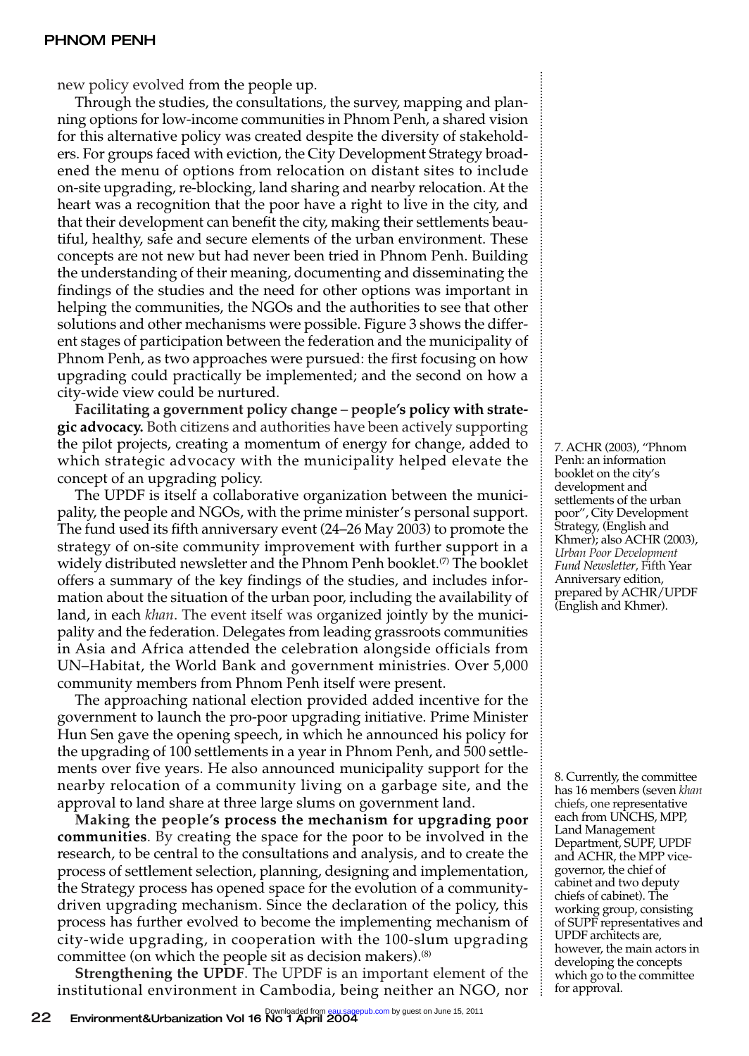new policy evolved from the people up.

Through the studies, the consultations, the survey, mapping and planning options for low-income communities in Phnom Penh, a shared vision for this alternative policy was created despite the diversity of stakeholders. For groups faced with eviction, the City Development Strategy broadened the menu of options from relocation on distant sites to include on-site upgrading, re-blocking, land sharing and nearby relocation. At the heart was a recognition that the poor have a right to live in the city, and that their development can benefit the city, making their settlements beautiful, healthy, safe and secure elements of the urban environment. These concepts are not new but had never been tried in Phnom Penh. Building the understanding of their meaning, documenting and disseminating the findings of the studies and the need for other options was important in helping the communities, the NGOs and the authorities to see that other solutions and other mechanisms were possible. Figure 3 shows the different stages of participation between the federation and the municipality of Phnom Penh, as two approaches were pursued: the first focusing on how upgrading could practically be implemented; and the second on how a city-wide view could be nurtured.

**Facilitating a government policy change – people's policy with strategic advocacy.** Both citizens and authorities have been actively supporting the pilot projects, creating a momentum of energy for change, added to which strategic advocacy with the municipality helped elevate the concept of an upgrading policy.

The UPDF is itself a collaborative organization between the municipality, the people and NGOs, with the prime minister's personal support. The fund used its fifth anniversary event (24–26 May 2003) to promote the strategy of on-site community improvement with further support in a widely distributed newsletter and the Phnom Penh booklet.[7] The booklet offers a summary of the key findings of the studies, and includes information about the situation of the urban poor, including the availability of land, in each *khan*. The event itself was organized jointly by the municipality and the federation. Delegates from leading grassroots communities in Asia and Africa attended the celebration alongside officials from UN–Habitat, the World Bank and government ministries. Over 5,000 community members from Phnom Penh itself were present.

The approaching national election provided added incentive for the government to launch the pro-poor upgrading initiative. Prime Minister Hun Sen gave the opening speech, in which he announced his policy for the upgrading of 100 settlements in a year in Phnom Penh, and 500 settlements over five years. He also announced municipality support for the nearby relocation of a community living on a garbage site, and the approval to land share at three large slums on government land.

**Making the people's process the mechanism for upgrading poor communities**. By creating the space for the poor to be involved in the research, to be central to the consultations and analysis, and to create the process of settlement selection, planning, designing and implementation, the Strategy process has opened space for the evolution of a community-driven upgrading mechanism. Since the declaration of the policy, this process has further evolved to become the implementing mechanism of city-wide upgrading, in cooperation with the 100-slum upgrading committee (on which the people sit as decision makers).[8]

**Strengthening the UPDF**. The UPDF is an important element of the institutional environment in Cambodia, being neither an NGO, nor

7. ACHR (2003), "Phnom Penh: an information booklet on the city's development and settlements of the urban poor", City Development Strategy, (English and Khmer); also ACHR (2003), *Urban Poor Development Fund Newsletter*, Fifth Year Anniversary edition, prepared by ACHR/UPDF (English and Khmer).

8. Currently, the committee has 16 members (seven *khan* chiefs, one representative each from UNCHS, MPP, Land Management Department, SUPF, UPDF and ACHR, the MPP vice-governor, the chief of cabinet and two deputy chiefs of cabinet). The working group, consisting of SUPF representatives and UPDF architects are, however, the main actors in developing the concepts which go to the committee for approval.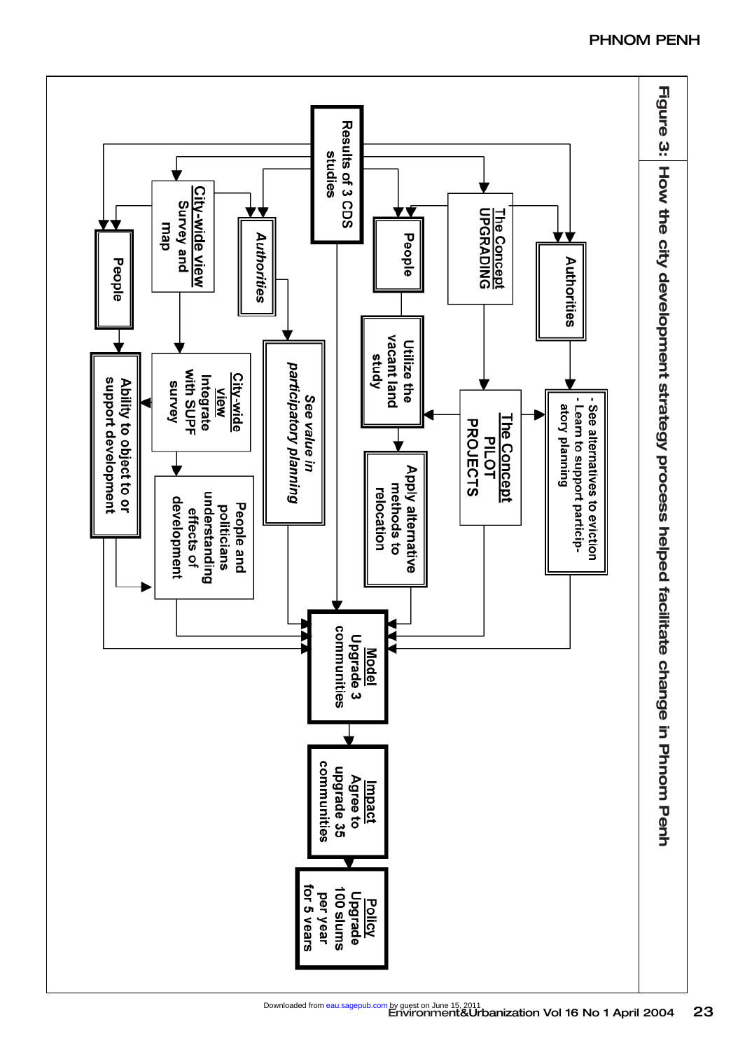**Figure 3: How the city development strategy process helped facilitate change in Phnom Penh**

Results of 3 CDS studies

Authorities

The Concept UPGRADING

People

Authorities

City-wide view Survey and map

People

- See alternatives to eviction
- Learn to support participatory planning

The Concept PILOT PROJECTS

Utilize the vacant land study

Apply alternative methods to relocation

See value in participatory planning

City-wide view Integrate with SUPF survey

People and politicians understanding effects of development

Ability to object to or support development

Model Upgrade 3 communities

Impact Agree to upgrade 35 communities

Policy Upgrade 100 slums per year for 5 years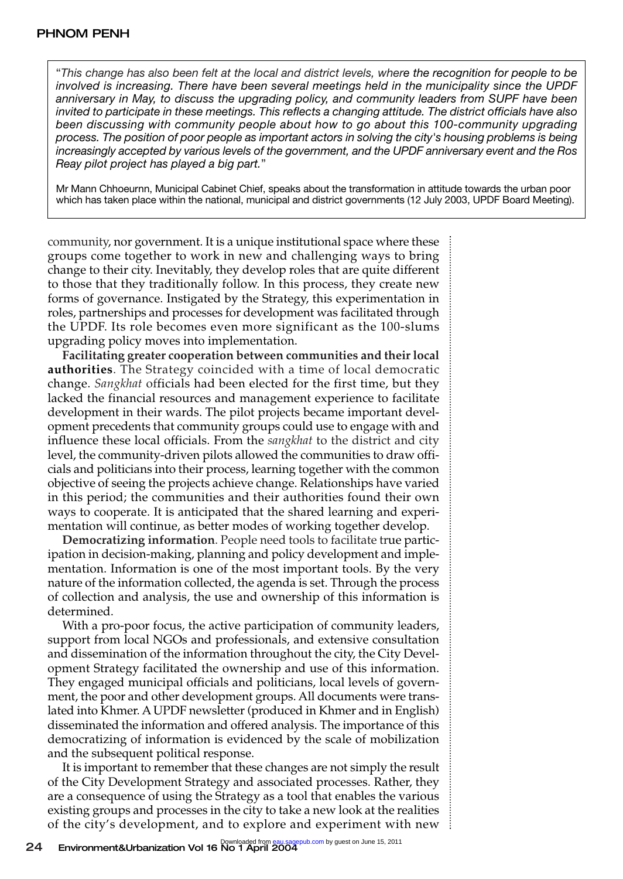"*This change has also been felt at the local and district levels, where the recognition for people to be involved is increasing. There have been several meetings held in the municipality since the UPDF anniversary in May, to discuss the upgrading policy, and community leaders from SUPF have been invited to participate in these meetings. This reflects a changing attitude. The district officials have also been discussing with community people about how to go about this 100-community upgrading process. The position of poor people as important actors in solving the city's housing problems is being increasingly accepted by various levels of the government, and the UPDF anniversary event and the Ros Reay pilot project has played a big part.*"

Mr Mann Chhoeurnn, Municipal Cabinet Chief, speaks about the transformation in attitude towards the urban poor which has taken place within the national, municipal and district governments (12 July 2003, UPDF Board Meeting).

community, nor government. It is a unique institutional space where these groups come together to work in new and challenging ways to bring change to their city. Inevitably, they develop roles that are quite different to those that they traditionally follow. In this process, they create new forms of governance. Instigated by the Strategy, this experimentation in roles, partnerships and processes for development was facilitated through the UPDF. Its role becomes even more significant as the 100-slums upgrading policy moves into implementation.

**Facilitating greater cooperation between communities and their local authorities**. The Strategy coincided with a time of local democratic change. *Sangkhat* officials had been elected for the first time, but they lacked the financial resources and management experience to facilitate development in their wards. The pilot projects became important development precedents that community groups could use to engage with and influence these local officials. From the *sangkhat* to the district and city level, the community-driven pilots allowed the communities to draw officials and politicians into their process, learning together with the common objective of seeing the projects achieve change. Relationships have varied in this period; the communities and their authorities found their own ways to cooperate. It is anticipated that the shared learning and experimentation will continue, as better modes of working together develop.

**Democratizing information**. People need tools to facilitate true participation in decision-making, planning and policy development and implementation. Information is one of the most important tools. By the very nature of the information collected, the agenda is set. Through the process of collection and analysis, the use and ownership of this information is determined.

With a pro-poor focus, the active participation of community leaders, support from local NGOs and professionals, and extensive consultation and dissemination of the information throughout the city, the City Development Strategy facilitated the ownership and use of this information. They engaged municipal officials and politicians, local levels of government, the poor and other development groups. All documents were translated into Khmer. A UPDF newsletter (produced in Khmer and in English) disseminated the information and offered analysis. The importance of this democratizing of information is evidenced by the scale of mobilization and the subsequent political response.

It is important to remember that these changes are not simply the result of the City Development Strategy and associated processes. Rather, they are a consequence of using the Strategy as a tool that enables the various existing groups and processes in the city to take a new look at the realities of the city's development, and to explore and experiment with new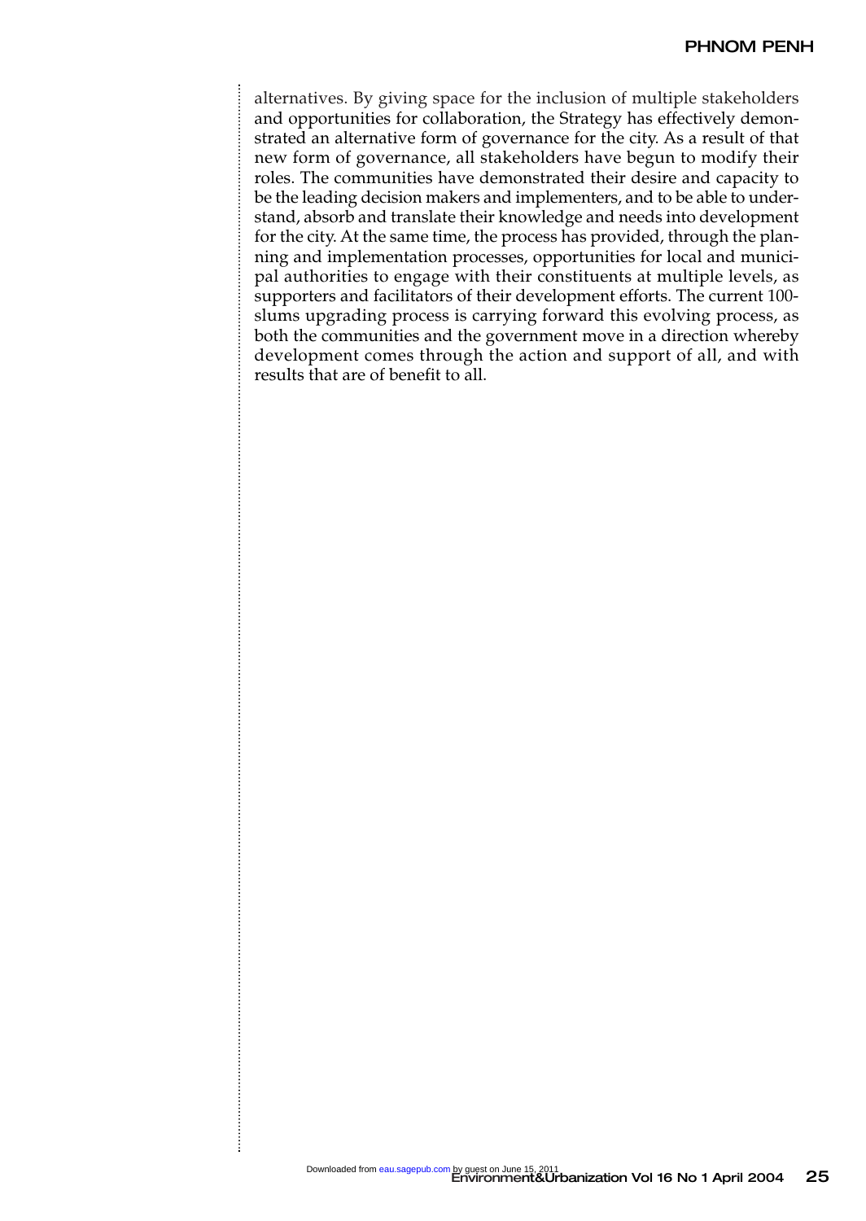alternatives. By giving space for the inclusion of multiple stakeholders and opportunities for collaboration, the Strategy has effectively demonstrated an alternative form of governance for the city. As a result of that new form of governance, all stakeholders have begun to modify their roles. The communities have demonstrated their desire and capacity to be the leading decision makers and implementers, and to be able to understand, absorb and translate their knowledge and needs into development for the city. At the same time, the process has provided, through the planning and implementation processes, opportunities for local and municipal authorities to engage with their constituents at multiple levels, as supporters and facilitators of their development efforts. The current 100-slums upgrading process is carrying forward this evolving process, as both the communities and the government move in a direction whereby development comes through the action and support of all, and with results that are of benefit to all.